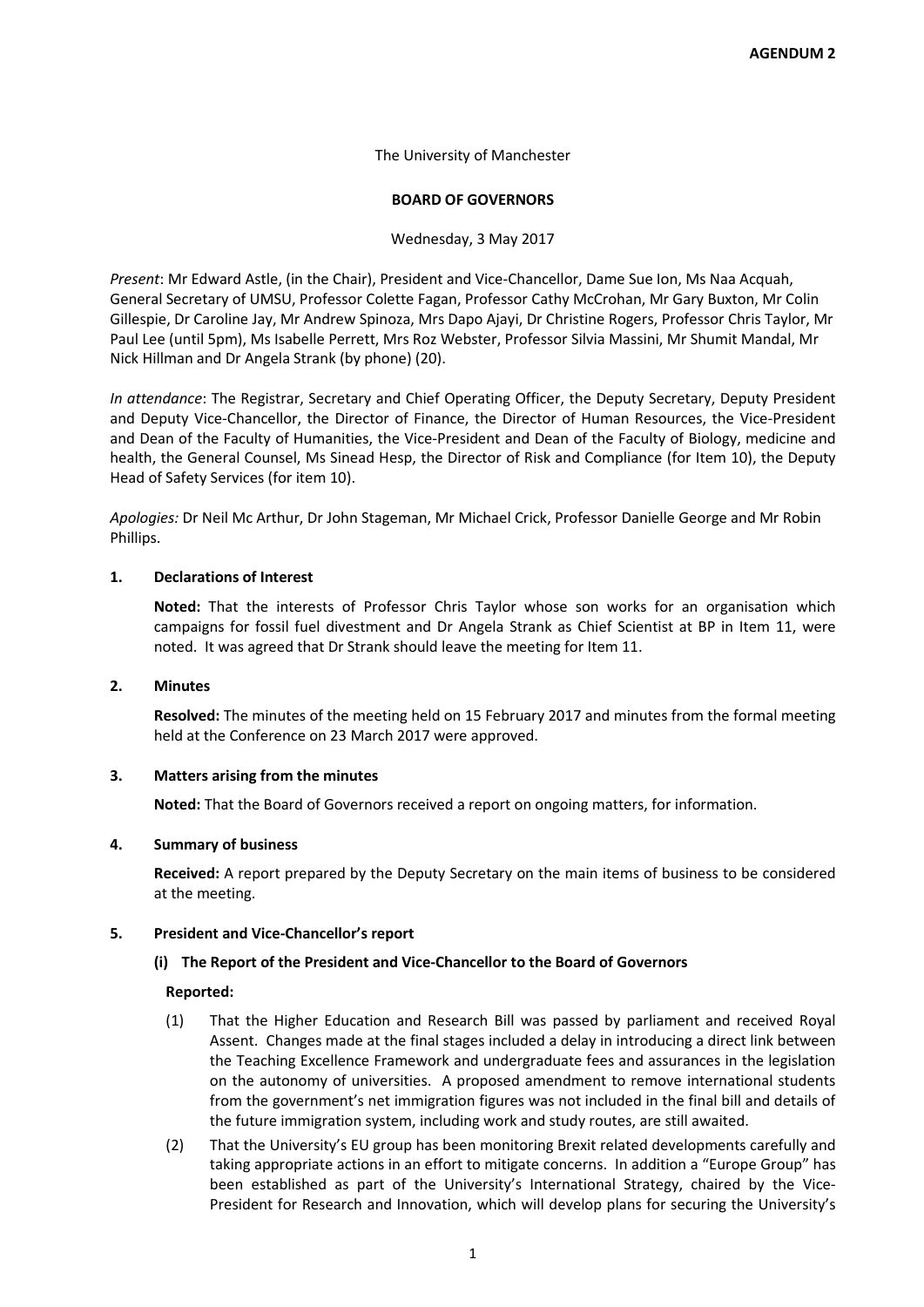**AGENDUM 2**

The University of Manchester

**BOARD OF GOVERNORS**

Wednesday, 3 May 2017

*Present*: Mr Edward Astle, (in the Chair), President and Vice-Chancellor, Dame Sue Ion, Ms Naa Acquah, General Secretary of UMSU, Professor Colette Fagan, Professor Cathy McCrohan, Mr Gary Buxton, Mr Colin Gillespie, Dr Caroline Jay, Mr Andrew Spinoza, Mrs Dapo Ajayi, Dr Christine Rogers, Professor Chris Taylor, Mr Paul Lee (until 5pm), Ms Isabelle Perrett, Mrs Roz Webster, Professor Silvia Massini, Mr Shumit Mandal, Mr Nick Hillman and Dr Angela Strank (by phone) (20).

*In attendance*: The Registrar, Secretary and Chief Operating Officer, the Deputy Secretary, Deputy President and Deputy Vice-Chancellor, the Director of Finance, the Director of Human Resources, the Vice-President and Dean of the Faculty of Humanities, the Vice-President and Dean of the Faculty of Biology, medicine and health, the General Counsel, Ms Sinead Hesp, the Director of Risk and Compliance (for Item 10), the Deputy Head of Safety Services (for item 10).

*Apologies:* Dr Neil Mc Arthur, Dr John Stageman, Mr Michael Crick, Professor Danielle George and Mr Robin Phillips.

**1. Declarations of Interest**

**Noted:** That the interests of Professor Chris Taylor whose son works for an organisation which campaigns for fossil fuel divestment and Dr Angela Strank as Chief Scientist at BP in Item 11, were noted. It was agreed that Dr Strank should leave the meeting for Item 11.

**2. Minutes**

**Resolved:** The minutes of the meeting held on 15 February 2017 and minutes from the formal meeting held at the Conference on 23 March 2017 were approved.

**3. Matters arising from the minutes**

**Noted:** That the Board of Governors received a report on ongoing matters, for information.

**4. Summary of business**

**Received:** A report prepared by the Deputy Secretary on the main items of business to be considered at the meeting.

**5. President and Vice-Chancellor's report**

**(i) The Report of the President and Vice-Chancellor to the Board of Governors**

**Reported:**

(1) That the Higher Education and Research Bill was passed by parliament and received Royal Assent. Changes made at the final stages included a delay in introducing a direct link between the Teaching Excellence Framework and undergraduate fees and assurances in the legislation on the autonomy of universities. A proposed amendment to remove international students from the government's net immigration figures was not included in the final bill and details of the future immigration system, including work and study routes, are still awaited.

(2) That the University's EU group has been monitoring Brexit related developments carefully and taking appropriate actions in an effort to mitigate concerns. In addition a "Europe Group" has been established as part of the University's International Strategy, chaired by the Vice-President for Research and Innovation, which will develop plans for securing the University's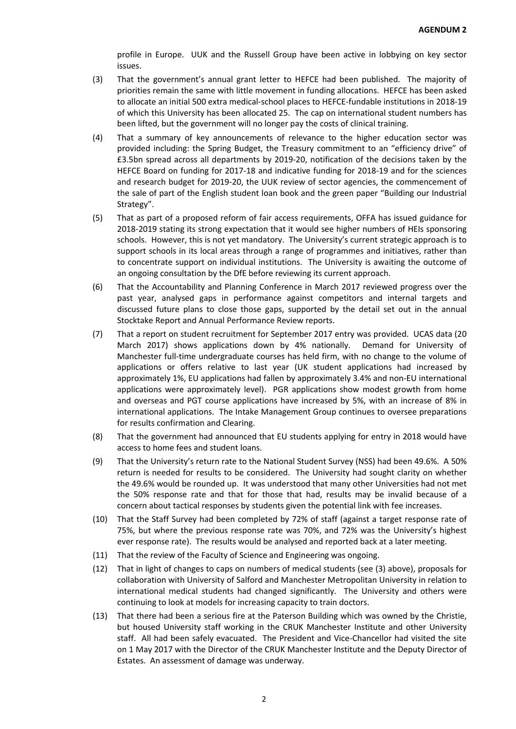profile in Europe. UUK and the Russell Group have been active in lobbying on key sector issues.

(3) That the government's annual grant letter to HEFCE had been published. The majority of priorities remain the same with little movement in funding allocations. HEFCE has been asked to allocate an initial 500 extra medical-school places to HEFCE-fundable institutions in 2018-19 of which this University has been allocated 25. The cap on international student numbers has been lifted, but the government will no longer pay the costs of clinical training.

(4) That a summary of key announcements of relevance to the higher education sector was provided including: the Spring Budget, the Treasury commitment to an "efficiency drive" of £3.5bn spread across all departments by 2019-20, notification of the decisions taken by the HEFCE Board on funding for 2017-18 and indicative funding for 2018-19 and for the sciences and research budget for 2019-20, the UUK review of sector agencies, the commencement of the sale of part of the English student loan book and the green paper "Building our Industrial Strategy".

(5) That as part of a proposed reform of fair access requirements, OFFA has issued guidance for 2018-2019 stating its strong expectation that it would see higher numbers of HEIs sponsoring schools. However, this is not yet mandatory. The University's current strategic approach is to support schools in its local areas through a range of programmes and initiatives, rather than to concentrate support on individual institutions. The University is awaiting the outcome of an ongoing consultation by the DfE before reviewing its current approach.

(6) That the Accountability and Planning Conference in March 2017 reviewed progress over the past year, analysed gaps in performance against competitors and internal targets and discussed future plans to close those gaps, supported by the detail set out in the annual Stocktake Report and Annual Performance Review reports.

(7) That a report on student recruitment for September 2017 entry was provided. UCAS data (20 March 2017) shows applications down by 4% nationally. Demand for University of Manchester full-time undergraduate courses has held firm, with no change to the volume of applications or offers relative to last year (UK student applications had increased by approximately 1%, EU applications had fallen by approximately 3.4% and non-EU international applications were approximately level). PGR applications show modest growth from home and overseas and PGT course applications have increased by 5%, with an increase of 8% in international applications. The Intake Management Group continues to oversee preparations for results confirmation and Clearing.

(8) That the government had announced that EU students applying for entry in 2018 would have access to home fees and student loans.

(9) That the University's return rate to the National Student Survey (NSS) had been 49.6%. A 50% return is needed for results to be considered. The University had sought clarity on whether the 49.6% would be rounded up. It was understood that many other Universities had not met the 50% response rate and that for those that had, results may be invalid because of a concern about tactical responses by students given the potential link with fee increases.

(10) That the Staff Survey had been completed by 72% of staff (against a target response rate of 75%, but where the previous response rate was 70%, and 72% was the University's highest ever response rate). The results would be analysed and reported back at a later meeting.

(11) That the review of the Faculty of Science and Engineering was ongoing.

(12) That in light of changes to caps on numbers of medical students (see (3) above), proposals for collaboration with University of Salford and Manchester Metropolitan University in relation to international medical students had changed significantly. The University and others were continuing to look at models for increasing capacity to train doctors.

(13) That there had been a serious fire at the Paterson Building which was owned by the Christie, but housed University staff working in the CRUK Manchester Institute and other University staff. All had been safely evacuated. The President and Vice-Chancellor had visited the site on 1 May 2017 with the Director of the CRUK Manchester Institute and the Deputy Director of Estates. An assessment of damage was underway.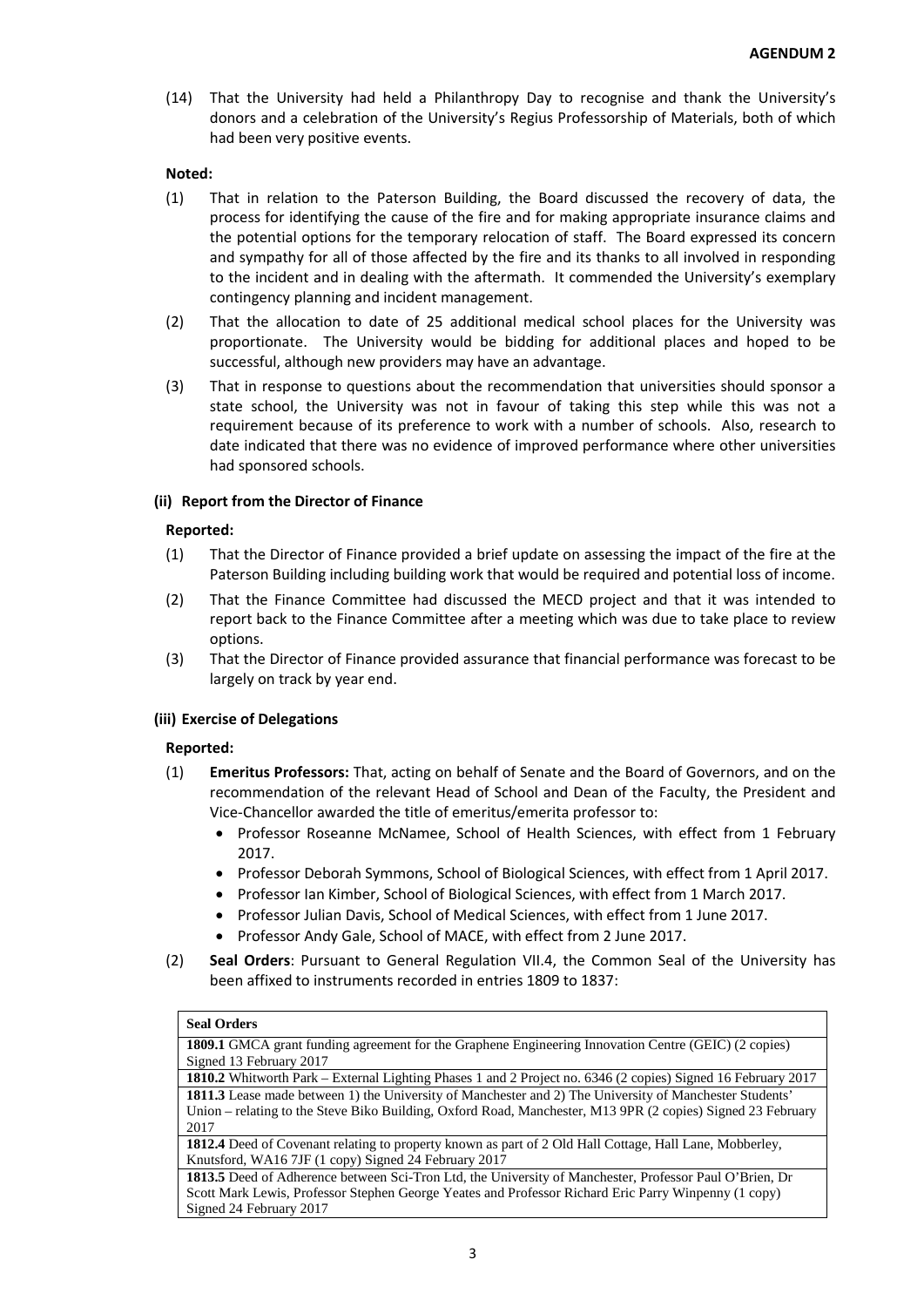(14) That the University had held a Philanthropy Day to recognise and thank the University's donors and a celebration of the University's Regius Professorship of Materials, both of which had been very positive events.

**Noted:**

(1) That in relation to the Paterson Building, the Board discussed the recovery of data, the process for identifying the cause of the fire and for making appropriate insurance claims and the potential options for the temporary relocation of staff. The Board expressed its concern and sympathy for all of those affected by the fire and its thanks to all involved in responding to the incident and in dealing with the aftermath. It commended the University's exemplary contingency planning and incident management.

(2) That the allocation to date of 25 additional medical school places for the University was proportionate. The University would be bidding for additional places and hoped to be successful, although new providers may have an advantage.

(3) That in response to questions about the recommendation that universities should sponsor a state school, the University was not in favour of taking this step while this was not a requirement because of its preference to work with a number of schools. Also, research to date indicated that there was no evidence of improved performance where other universities had sponsored schools.

### (ii) Report from the Director of Finance

**Reported:**

(1) That the Director of Finance provided a brief update on assessing the impact of the fire at the Paterson Building including building work that would be required and potential loss of income.

(2) That the Finance Committee had discussed the MECD project and that it was intended to report back to the Finance Committee after a meeting which was due to take place to review options.

(3) That the Director of Finance provided assurance that financial performance was forecast to be largely on track by year end.

### (iii) Exercise of Delegations

**Reported:**

(1) **Emeritus Professors:** That, acting on behalf of Senate and the Board of Governors, and on the recommendation of the relevant Head of School and Dean of the Faculty, the President and Vice-Chancellor awarded the title of emeritus/emerita professor to:

- Professor Roseanne McNamee, School of Health Sciences, with effect from 1 February 2017.
- Professor Deborah Symmons, School of Biological Sciences, with effect from 1 April 2017.
- Professor Ian Kimber, School of Biological Sciences, with effect from 1 March 2017.
- Professor Julian Davis, School of Medical Sciences, with effect from 1 June 2017.
- Professor Andy Gale, School of MACE, with effect from 2 June 2017.

(2) **Seal Orders**: Pursuant to General Regulation VII.4, the Common Seal of the University has been affixed to instruments recorded in entries 1809 to 1837:

| **Seal Orders** |
|---|
| **1809.1** GMCA grant funding agreement for the Graphene Engineering Innovation Centre (GEIC) (2 copies) Signed 13 February 2017 |
| **1810.2** Whitworth Park – External Lighting Phases 1 and 2 Project no. 6346 (2 copies) Signed 16 February 2017 |
| **1811.3** Lease made between 1) the University of Manchester and 2) The University of Manchester Students' Union – relating to the Steve Biko Building, Oxford Road, Manchester, M13 9PR (2 copies) Signed 23 February 2017 |
| **1812.4** Deed of Covenant relating to property known as part of 2 Old Hall Cottage, Hall Lane, Mobberley, Knutsford, WA16 7JF (1 copy) Signed 24 February 2017 |
| **1813.5** Deed of Adherence between Sci-Tron Ltd, the University of Manchester, Professor Paul O'Brien, Dr Scott Mark Lewis, Professor Stephen George Yeates and Professor Richard Eric Parry Winpenny (1 copy) Signed 24 February 2017 |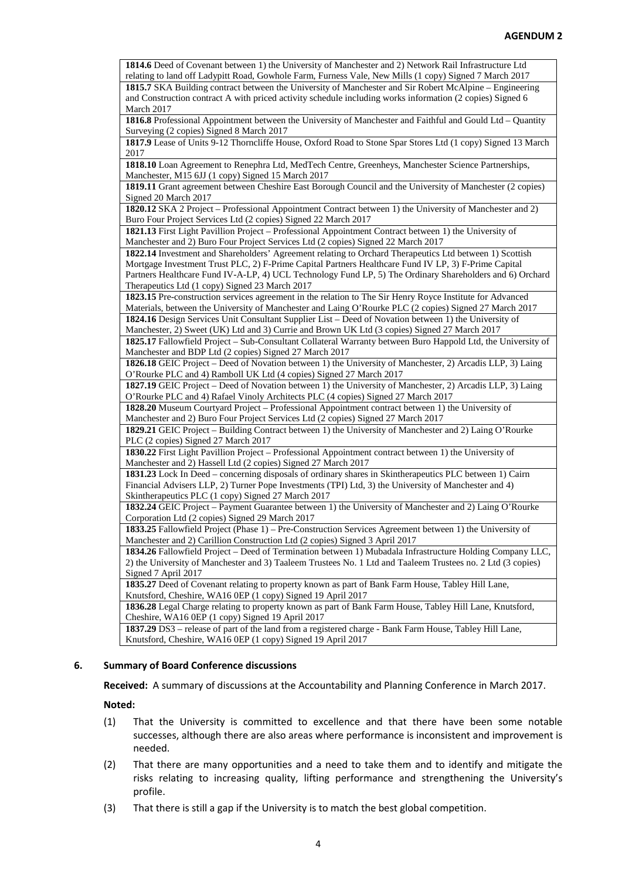**AGENDUM 2**

| |
|---|
| **1814.6** Deed of Covenant between 1) the University of Manchester and 2) Network Rail Infrastructure Ltd relating to land off Ladypitt Road, Gowhole Farm, Furness Vale, New Mills (1 copy) Signed 7 March 2017 |
| **1815.7** SKA Building contract between the University of Manchester and Sir Robert McAlpine – Engineering and Construction contract A with priced activity schedule including works information (2 copies) Signed 6 March 2017 |
| **1816.8** Professional Appointment between the University of Manchester and Faithful and Gould Ltd – Quantity Surveying (2 copies) Signed 8 March 2017 |
| **1817.9** Lease of Units 9-12 Thorncliffe House, Oxford Road to Stone Spar Stores Ltd (1 copy) Signed 13 March 2017 |
| **1818.10** Loan Agreement to Renephra Ltd, MedTech Centre, Greenheys, Manchester Science Partnerships, Manchester, M15 6JJ (1 copy) Signed 15 March 2017 |
| **1819.11** Grant agreement between Cheshire East Borough Council and the University of Manchester (2 copies) Signed 20 March 2017 |
| **1820.12** SKA 2 Project – Professional Appointment Contract between 1) the University of Manchester and 2) Buro Four Project Services Ltd (2 copies) Signed 22 March 2017 |
| **1821.13** First Light Pavillion Project – Professional Appointment Contract between 1) the University of Manchester and 2) Buro Four Project Services Ltd (2 copies) Signed 22 March 2017 |
| **1822.14** Investment and Shareholders' Agreement relating to Orchard Therapeutics Ltd between 1) Scottish Mortgage Investment Trust PLC, 2) F-Prime Capital Partners Healthcare Fund IV LP, 3) F-Prime Capital Partners Healthcare Fund IV-A-LP, 4) UCL Technology Fund LP, 5) The Ordinary Shareholders and 6) Orchard Therapeutics Ltd (1 copy) Signed 23 March 2017 |
| **1823.15** Pre-construction services agreement in the relation to The Sir Henry Royce Institute for Advanced Materials, between the University of Manchester and Laing O'Rourke PLC (2 copies) Signed 27 March 2017 |
| **1824.16** Design Services Unit Consultant Supplier List – Deed of Novation between 1) the University of Manchester, 2) Sweet (UK) Ltd and 3) Currie and Brown UK Ltd (3 copies) Signed 27 March 2017 |
| **1825.17** Fallowfield Project – Sub-Consultant Collateral Warranty between Buro Happold Ltd, the University of Manchester and BDP Ltd (2 copies) Signed 27 March 2017 |
| **1826.18** GEIC Project – Deed of Novation between 1) the University of Manchester, 2) Arcadis LLP, 3) Laing O'Rourke PLC and 4) Ramboll UK Ltd (4 copies) Signed 27 March 2017 |
| **1827.19** GEIC Project – Deed of Novation between 1) the University of Manchester, 2) Arcadis LLP, 3) Laing O'Rourke PLC and 4) Rafael Vinoly Architects PLC (4 copies) Signed 27 March 2017 |
| **1828.20** Museum Courtyard Project – Professional Appointment contract between 1) the University of Manchester and 2) Buro Four Project Services Ltd (2 copies) Signed 27 March 2017 |
| **1829.21** GEIC Project – Building Contract between 1) the University of Manchester and 2) Laing O'Rourke PLC (2 copies) Signed 27 March 2017 |
| **1830.22** First Light Pavillion Project – Professional Appointment contract between 1) the University of Manchester and 2) Hassell Ltd (2 copies) Signed 27 March 2017 |
| **1831.23** Lock In Deed – concerning disposals of ordinary shares in Skintherapeutics PLC between 1) Cairn Financial Advisers LLP, 2) Turner Pope Investments (TPI) Ltd, 3) the University of Manchester and 4) Skintherapeutics PLC (1 copy) Signed 27 March 2017 |
| **1832.24** GEIC Project – Payment Guarantee between 1) the University of Manchester and 2) Laing O'Rourke Corporation Ltd (2 copies) Signed 29 March 2017 |
| **1833.25** Fallowfield Project (Phase 1) – Pre-Construction Services Agreement between 1) the University of Manchester and 2) Carillion Construction Ltd (2 copies) Signed 3 April 2017 |
| **1834.26** Fallowfield Project – Deed of Termination between 1) Mubadala Infrastructure Holding Company LLC, 2) the University of Manchester and 3) Taaleem Trustees No. 1 Ltd and Taaleem Trustees no. 2 Ltd (3 copies) Signed 7 April 2017 |
| **1835.27** Deed of Covenant relating to property known as part of Bank Farm House, Tabley Hill Lane, Knutsford, Cheshire, WA16 0EP (1 copy) Signed 19 April 2017 |
| **1836.28** Legal Charge relating to property known as part of Bank Farm House, Tabley Hill Lane, Knutsford, Cheshire, WA16 0EP (1 copy) Signed 19 April 2017 |
| **1837.29** DS3 – release of part of the land from a registered charge - Bank Farm House, Tabley Hill Lane, Knutsford, Cheshire, WA16 0EP (1 copy) Signed 19 April 2017 |

## 6. Summary of Board Conference discussions

**Received:** A summary of discussions at the Accountability and Planning Conference in March 2017.

**Noted:**

(1) That the University is committed to excellence and that there have been some notable successes, although there are also areas where performance is inconsistent and improvement is needed.

(2) That there are many opportunities and a need to take them and to identify and mitigate the risks relating to increasing quality, lifting performance and strengthening the University's profile.

(3) That there is still a gap if the University is to match the best global competition.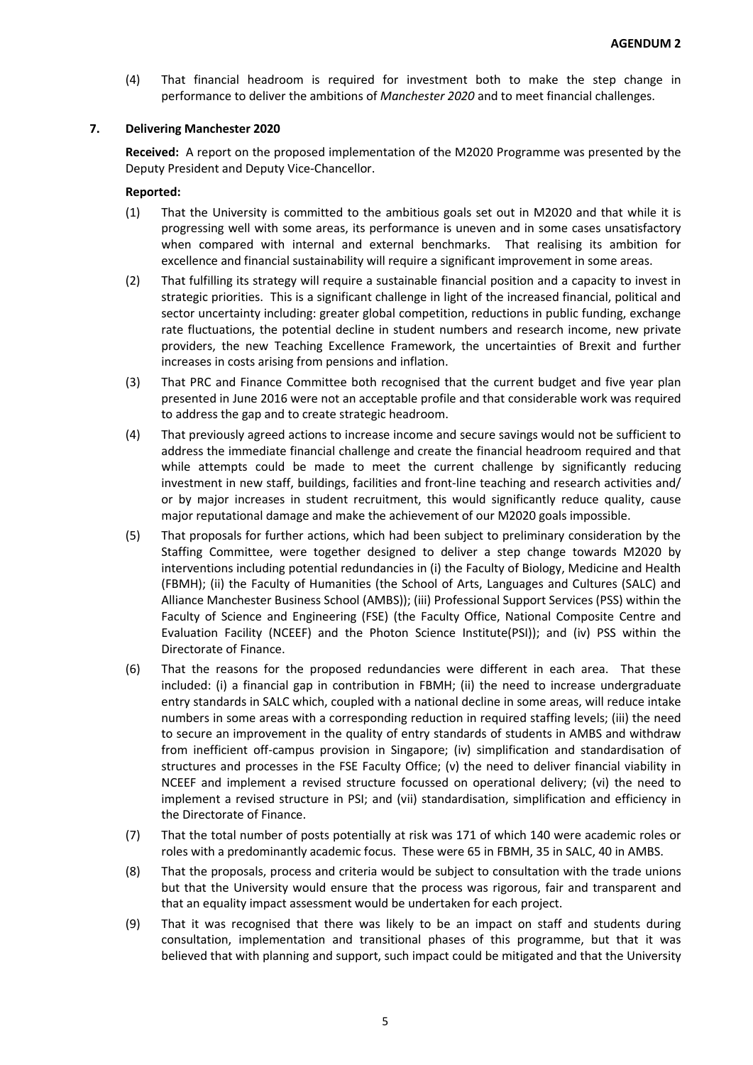(4) That financial headroom is required for investment both to make the step change in performance to deliver the ambitions of *Manchester 2020* and to meet financial challenges.

**7. Delivering Manchester 2020**

**Received:** A report on the proposed implementation of the M2020 Programme was presented by the Deputy President and Deputy Vice-Chancellor.

**Reported:**

(1) That the University is committed to the ambitious goals set out in M2020 and that while it is progressing well with some areas, its performance is uneven and in some cases unsatisfactory when compared with internal and external benchmarks. That realising its ambition for excellence and financial sustainability will require a significant improvement in some areas.

(2) That fulfilling its strategy will require a sustainable financial position and a capacity to invest in strategic priorities. This is a significant challenge in light of the increased financial, political and sector uncertainty including: greater global competition, reductions in public funding, exchange rate fluctuations, the potential decline in student numbers and research income, new private providers, the new Teaching Excellence Framework, the uncertainties of Brexit and further increases in costs arising from pensions and inflation.

(3) That PRC and Finance Committee both recognised that the current budget and five year plan presented in June 2016 were not an acceptable profile and that considerable work was required to address the gap and to create strategic headroom.

(4) That previously agreed actions to increase income and secure savings would not be sufficient to address the immediate financial challenge and create the financial headroom required and that while attempts could be made to meet the current challenge by significantly reducing investment in new staff, buildings, facilities and front-line teaching and research activities and/ or by major increases in student recruitment, this would significantly reduce quality, cause major reputational damage and make the achievement of our M2020 goals impossible.

(5) That proposals for further actions, which had been subject to preliminary consideration by the Staffing Committee, were together designed to deliver a step change towards M2020 by interventions including potential redundancies in (i) the Faculty of Biology, Medicine and Health (FBMH); (ii) the Faculty of Humanities (the School of Arts, Languages and Cultures (SALC) and Alliance Manchester Business School (AMBS)); (iii) Professional Support Services (PSS) within the Faculty of Science and Engineering (FSE) (the Faculty Office, National Composite Centre and Evaluation Facility (NCEEF) and the Photon Science Institute(PSI)); and (iv) PSS within the Directorate of Finance.

(6) That the reasons for the proposed redundancies were different in each area. That these included: (i) a financial gap in contribution in FBMH; (ii) the need to increase undergraduate entry standards in SALC which, coupled with a national decline in some areas, will reduce intake numbers in some areas with a corresponding reduction in required staffing levels; (iii) the need to secure an improvement in the quality of entry standards of students in AMBS and withdraw from inefficient off-campus provision in Singapore; (iv) simplification and standardisation of structures and processes in the FSE Faculty Office; (v) the need to deliver financial viability in NCEEF and implement a revised structure focussed on operational delivery; (vi) the need to implement a revised structure in PSI; and (vii) standardisation, simplification and efficiency in the Directorate of Finance.

(7) That the total number of posts potentially at risk was 171 of which 140 were academic roles or roles with a predominantly academic focus. These were 65 in FBMH, 35 in SALC, 40 in AMBS.

(8) That the proposals, process and criteria would be subject to consultation with the trade unions but that the University would ensure that the process was rigorous, fair and transparent and that an equality impact assessment would be undertaken for each project.

(9) That it was recognised that there was likely to be an impact on staff and students during consultation, implementation and transitional phases of this programme, but that it was believed that with planning and support, such impact could be mitigated and that the University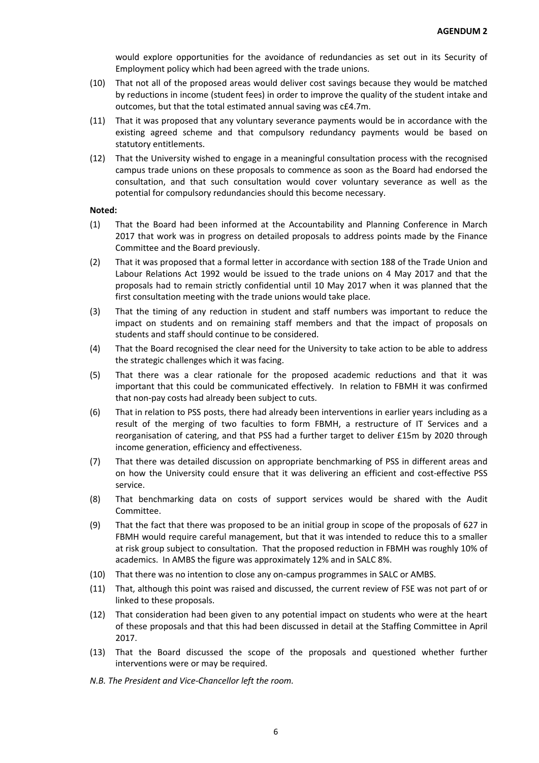would explore opportunities for the avoidance of redundancies as set out in its Security of Employment policy which had been agreed with the trade unions.

(10) That not all of the proposed areas would deliver cost savings because they would be matched by reductions in income (student fees) in order to improve the quality of the student intake and outcomes, but that the total estimated annual saving was c£4.7m.

(11) That it was proposed that any voluntary severance payments would be in accordance with the existing agreed scheme and that compulsory redundancy payments would be based on statutory entitlements.

(12) That the University wished to engage in a meaningful consultation process with the recognised campus trade unions on these proposals to commence as soon as the Board had endorsed the consultation, and that such consultation would cover voluntary severance as well as the potential for compulsory redundancies should this become necessary.

**Noted:**

(1) That the Board had been informed at the Accountability and Planning Conference in March 2017 that work was in progress on detailed proposals to address points made by the Finance Committee and the Board previously.

(2) That it was proposed that a formal letter in accordance with section 188 of the Trade Union and Labour Relations Act 1992 would be issued to the trade unions on 4 May 2017 and that the proposals had to remain strictly confidential until 10 May 2017 when it was planned that the first consultation meeting with the trade unions would take place.

(3) That the timing of any reduction in student and staff numbers was important to reduce the impact on students and on remaining staff members and that the impact of proposals on students and staff should continue to be considered.

(4) That the Board recognised the clear need for the University to take action to be able to address the strategic challenges which it was facing.

(5) That there was a clear rationale for the proposed academic reductions and that it was important that this could be communicated effectively. In relation to FBMH it was confirmed that non-pay costs had already been subject to cuts.

(6) That in relation to PSS posts, there had already been interventions in earlier years including as a result of the merging of two faculties to form FBMH, a restructure of IT Services and a reorganisation of catering, and that PSS had a further target to deliver £15m by 2020 through income generation, efficiency and effectiveness.

(7) That there was detailed discussion on appropriate benchmarking of PSS in different areas and on how the University could ensure that it was delivering an efficient and cost-effective PSS service.

(8) That benchmarking data on costs of support services would be shared with the Audit Committee.

(9) That the fact that there was proposed to be an initial group in scope of the proposals of 627 in FBMH would require careful management, but that it was intended to reduce this to a smaller at risk group subject to consultation. That the proposed reduction in FBMH was roughly 10% of academics. In AMBS the figure was approximately 12% and in SALC 8%.

(10) That there was no intention to close any on-campus programmes in SALC or AMBS.

(11) That, although this point was raised and discussed, the current review of FSE was not part of or linked to these proposals.

(12) That consideration had been given to any potential impact on students who were at the heart of these proposals and that this had been discussed in detail at the Staffing Committee in April 2017.

(13) That the Board discussed the scope of the proposals and questioned whether further interventions were or may be required.

*N.B. The President and Vice-Chancellor left the room.*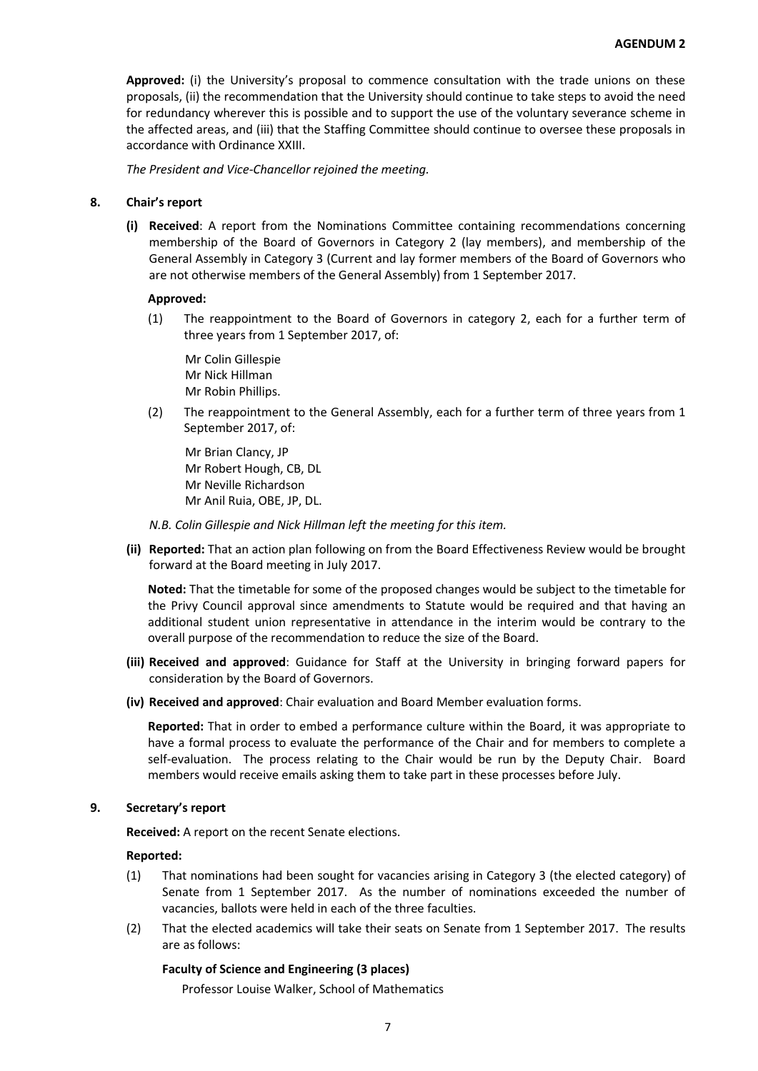**AGENDUM 2**

**Approved:** (i) the University's proposal to commence consultation with the trade unions on these proposals, (ii) the recommendation that the University should continue to take steps to avoid the need for redundancy wherever this is possible and to support the use of the voluntary severance scheme in the affected areas, and (iii) that the Staffing Committee should continue to oversee these proposals in accordance with Ordinance XXIII.

*The President and Vice-Chancellor rejoined the meeting.*

**8. Chair's report**

**(i) Received**: A report from the Nominations Committee containing recommendations concerning membership of the Board of Governors in Category 2 (lay members), and membership of the General Assembly in Category 3 (Current and lay former members of the Board of Governors who are not otherwise members of the General Assembly) from 1 September 2017.

**Approved:**

(1) The reappointment to the Board of Governors in category 2, each for a further term of three years from 1 September 2017, of:

Mr Colin Gillespie
Mr Nick Hillman
Mr Robin Phillips.

(2) The reappointment to the General Assembly, each for a further term of three years from 1 September 2017, of:

Mr Brian Clancy, JP
Mr Robert Hough, CB, DL
Mr Neville Richardson
Mr Anil Ruia, OBE, JP, DL.

*N.B. Colin Gillespie and Nick Hillman left the meeting for this item.*

**(ii) Reported:** That an action plan following on from the Board Effectiveness Review would be brought forward at the Board meeting in July 2017.

**Noted:** That the timetable for some of the proposed changes would be subject to the timetable for the Privy Council approval since amendments to Statute would be required and that having an additional student union representative in attendance in the interim would be contrary to the overall purpose of the recommendation to reduce the size of the Board.

**(iii) Received and approved**: Guidance for Staff at the University in bringing forward papers for consideration by the Board of Governors.

**(iv) Received and approved**: Chair evaluation and Board Member evaluation forms.

**Reported:** That in order to embed a performance culture within the Board, it was appropriate to have a formal process to evaluate the performance of the Chair and for members to complete a self-evaluation. The process relating to the Chair would be run by the Deputy Chair. Board members would receive emails asking them to take part in these processes before July.

**9. Secretary's report**

**Received:** A report on the recent Senate elections.

**Reported:**

(1) That nominations had been sought for vacancies arising in Category 3 (the elected category) of Senate from 1 September 2017. As the number of nominations exceeded the number of vacancies, ballots were held in each of the three faculties.

(2) That the elected academics will take their seats on Senate from 1 September 2017. The results are as follows:

**Faculty of Science and Engineering (3 places)**

Professor Louise Walker, School of Mathematics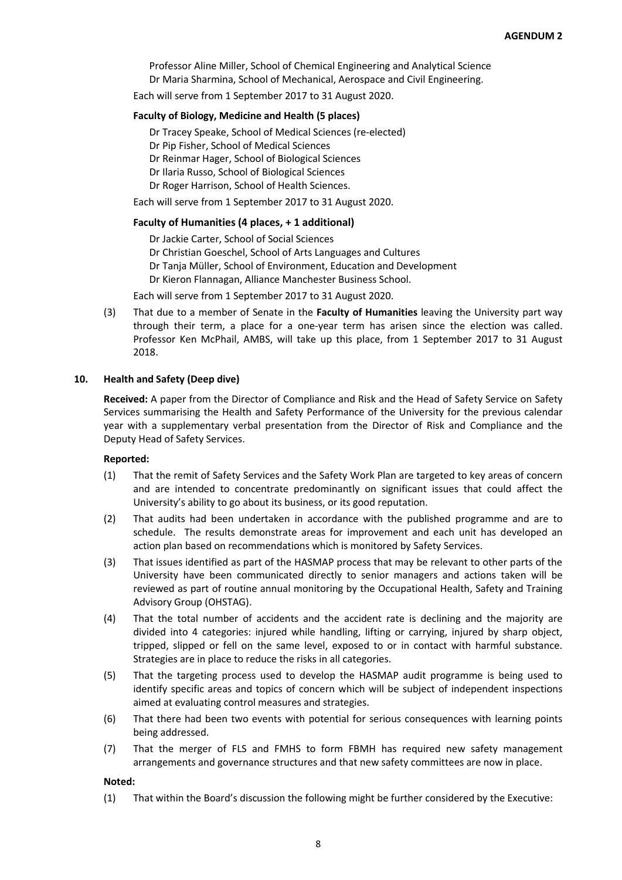Professor Aline Miller, School of Chemical Engineering and Analytical Science
Dr Maria Sharmina, School of Mechanical, Aerospace and Civil Engineering.

Each will serve from 1 September 2017 to 31 August 2020.

**Faculty of Biology, Medicine and Health (5 places)**

Dr Tracey Speake, School of Medical Sciences (re-elected)
Dr Pip Fisher, School of Medical Sciences
Dr Reinmar Hager, School of Biological Sciences
Dr Ilaria Russo, School of Biological Sciences
Dr Roger Harrison, School of Health Sciences.

Each will serve from 1 September 2017 to 31 August 2020.

**Faculty of Humanities (4 places, + 1 additional)**

Dr Jackie Carter, School of Social Sciences
Dr Christian Goeschel, School of Arts Languages and Cultures
Dr Tanja Müller, School of Environment, Education and Development
Dr Kieron Flannagan, Alliance Manchester Business School.

Each will serve from 1 September 2017 to 31 August 2020.

(3) That due to a member of Senate in the **Faculty of Humanities** leaving the University part way through their term, a place for a one-year term has arisen since the election was called. Professor Ken McPhail, AMBS, will take up this place, from 1 September 2017 to 31 August 2018.

## 10. Health and Safety (Deep dive)

**Received:** A paper from the Director of Compliance and Risk and the Head of Safety Service on Safety Services summarising the Health and Safety Performance of the University for the previous calendar year with a supplementary verbal presentation from the Director of Risk and Compliance and the Deputy Head of Safety Services.

**Reported:**

(1) That the remit of Safety Services and the Safety Work Plan are targeted to key areas of concern and are intended to concentrate predominantly on significant issues that could affect the University's ability to go about its business, or its good reputation.

(2) That audits had been undertaken in accordance with the published programme and are to schedule. The results demonstrate areas for improvement and each unit has developed an action plan based on recommendations which is monitored by Safety Services.

(3) That issues identified as part of the HASMAP process that may be relevant to other parts of the University have been communicated directly to senior managers and actions taken will be reviewed as part of routine annual monitoring by the Occupational Health, Safety and Training Advisory Group (OHSTAG).

(4) That the total number of accidents and the accident rate is declining and the majority are divided into 4 categories: injured while handling, lifting or carrying, injured by sharp object, tripped, slipped or fell on the same level, exposed to or in contact with harmful substance. Strategies are in place to reduce the risks in all categories.

(5) That the targeting process used to develop the HASMAP audit programme is being used to identify specific areas and topics of concern which will be subject of independent inspections aimed at evaluating control measures and strategies.

(6) That there had been two events with potential for serious consequences with learning points being addressed.

(7) That the merger of FLS and FMHS to form FBMH has required new safety management arrangements and governance structures and that new safety committees are now in place.

**Noted:**

(1) That within the Board's discussion the following might be further considered by the Executive: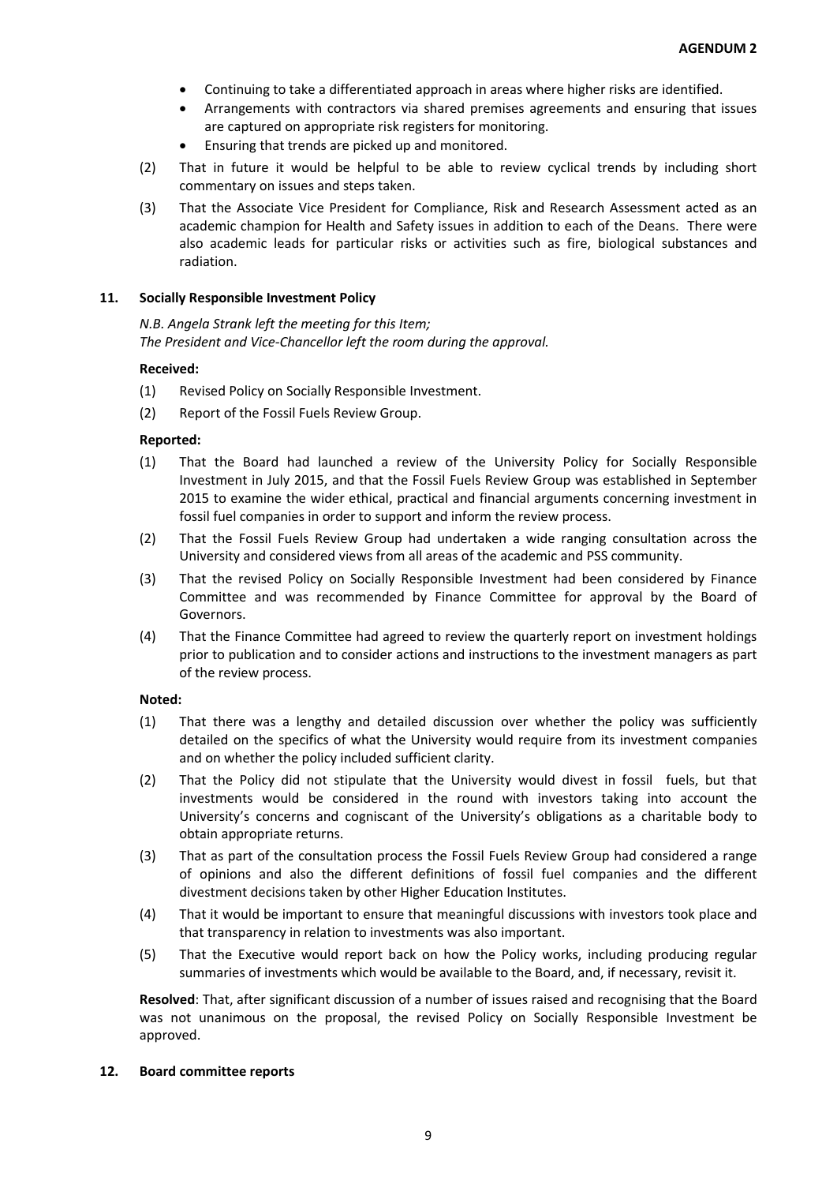- Continuing to take a differentiated approach in areas where higher risks are identified.
- Arrangements with contractors via shared premises agreements and ensuring that issues are captured on appropriate risk registers for monitoring.
- Ensuring that trends are picked up and monitored.

(2) That in future it would be helpful to be able to review cyclical trends by including short commentary on issues and steps taken.

(3) That the Associate Vice President for Compliance, Risk and Research Assessment acted as an academic champion for Health and Safety issues in addition to each of the Deans. There were also academic leads for particular risks or activities such as fire, biological substances and radiation.

**11. Socially Responsible Investment Policy**

*N.B. Angela Strank left the meeting for this Item;*
*The President and Vice-Chancellor left the room during the approval.*

**Received:**

(1) Revised Policy on Socially Responsible Investment.

(2) Report of the Fossil Fuels Review Group.

**Reported:**

(1) That the Board had launched a review of the University Policy for Socially Responsible Investment in July 2015, and that the Fossil Fuels Review Group was established in September 2015 to examine the wider ethical, practical and financial arguments concerning investment in fossil fuel companies in order to support and inform the review process.

(2) That the Fossil Fuels Review Group had undertaken a wide ranging consultation across the University and considered views from all areas of the academic and PSS community.

(3) That the revised Policy on Socially Responsible Investment had been considered by Finance Committee and was recommended by Finance Committee for approval by the Board of Governors.

(4) That the Finance Committee had agreed to review the quarterly report on investment holdings prior to publication and to consider actions and instructions to the investment managers as part of the review process.

**Noted:**

(1) That there was a lengthy and detailed discussion over whether the policy was sufficiently detailed on the specifics of what the University would require from its investment companies and on whether the policy included sufficient clarity.

(2) That the Policy did not stipulate that the University would divest in fossil fuels, but that investments would be considered in the round with investors taking into account the University's concerns and cogniscant of the University's obligations as a charitable body to obtain appropriate returns.

(3) That as part of the consultation process the Fossil Fuels Review Group had considered a range of opinions and also the different definitions of fossil fuel companies and the different divestment decisions taken by other Higher Education Institutes.

(4) That it would be important to ensure that meaningful discussions with investors took place and that transparency in relation to investments was also important.

(5) That the Executive would report back on how the Policy works, including producing regular summaries of investments which would be available to the Board, and, if necessary, revisit it.

**Resolved**: That, after significant discussion of a number of issues raised and recognising that the Board was not unanimous on the proposal, the revised Policy on Socially Responsible Investment be approved.

**12. Board committee reports**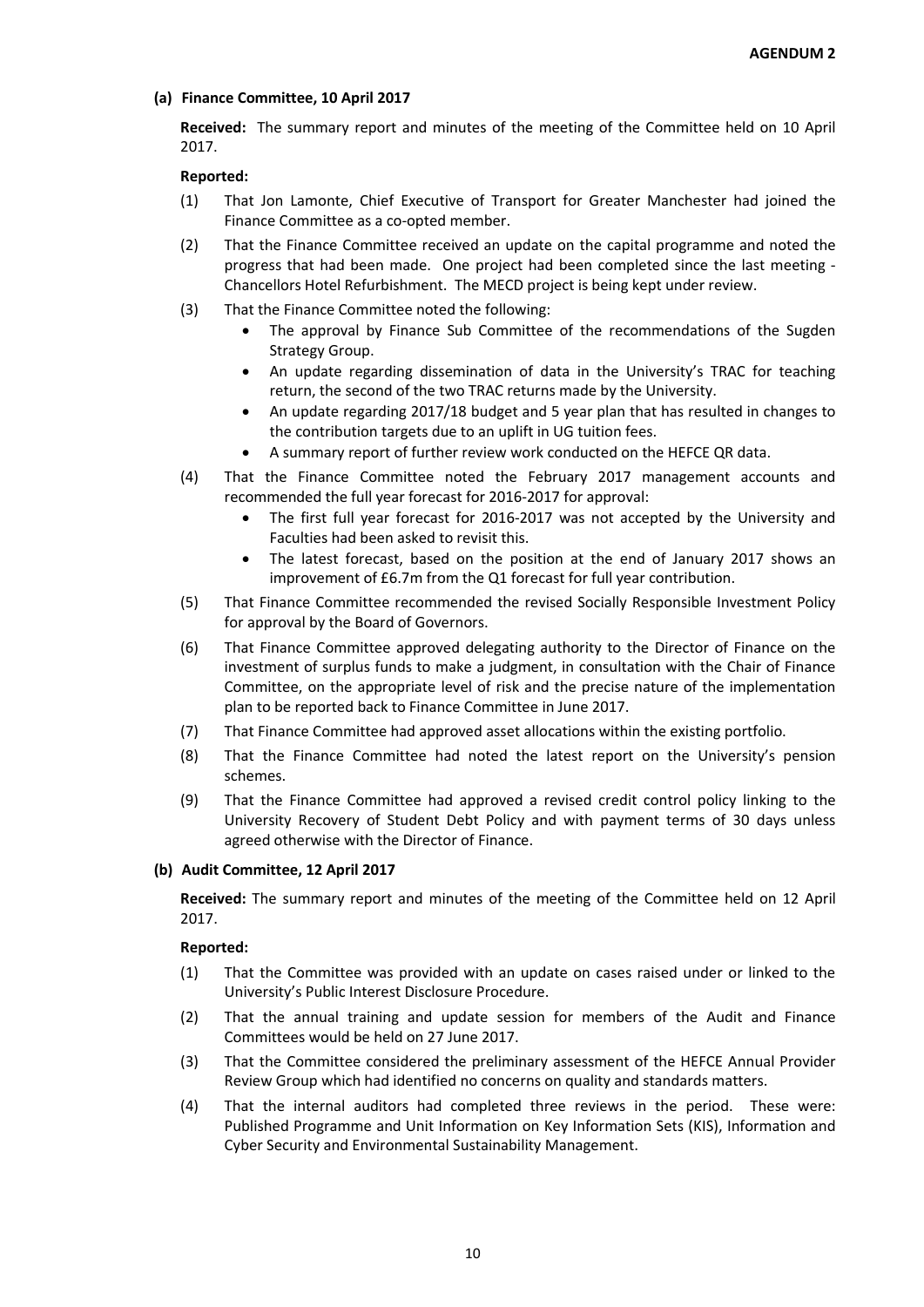**AGENDUM 2**

**(a) Finance Committee, 10 April 2017**

**Received:** The summary report and minutes of the meeting of the Committee held on 10 April 2017.

**Reported:**

(1) That Jon Lamonte, Chief Executive of Transport for Greater Manchester had joined the Finance Committee as a co-opted member.

(2) That the Finance Committee received an update on the capital programme and noted the progress that had been made. One project had been completed since the last meeting - Chancellors Hotel Refurbishment. The MECD project is being kept under review.

(3) That the Finance Committee noted the following:

- The approval by Finance Sub Committee of the recommendations of the Sugden Strategy Group.
- An update regarding dissemination of data in the University's TRAC for teaching return, the second of the two TRAC returns made by the University.
- An update regarding 2017/18 budget and 5 year plan that has resulted in changes to the contribution targets due to an uplift in UG tuition fees.
- A summary report of further review work conducted on the HEFCE QR data.

(4) That the Finance Committee noted the February 2017 management accounts and recommended the full year forecast for 2016-2017 for approval:

- The first full year forecast for 2016-2017 was not accepted by the University and Faculties had been asked to revisit this.
- The latest forecast, based on the position at the end of January 2017 shows an improvement of £6.7m from the Q1 forecast for full year contribution.

(5) That Finance Committee recommended the revised Socially Responsible Investment Policy for approval by the Board of Governors.

(6) That Finance Committee approved delegating authority to the Director of Finance on the investment of surplus funds to make a judgment, in consultation with the Chair of Finance Committee, on the appropriate level of risk and the precise nature of the implementation plan to be reported back to Finance Committee in June 2017.

(7) That Finance Committee had approved asset allocations within the existing portfolio.

(8) That the Finance Committee had noted the latest report on the University's pension schemes.

(9) That the Finance Committee had approved a revised credit control policy linking to the University Recovery of Student Debt Policy and with payment terms of 30 days unless agreed otherwise with the Director of Finance.

**(b) Audit Committee, 12 April 2017**

**Received:** The summary report and minutes of the meeting of the Committee held on 12 April 2017.

**Reported:**

(1) That the Committee was provided with an update on cases raised under or linked to the University's Public Interest Disclosure Procedure.

(2) That the annual training and update session for members of the Audit and Finance Committees would be held on 27 June 2017.

(3) That the Committee considered the preliminary assessment of the HEFCE Annual Provider Review Group which had identified no concerns on quality and standards matters.

(4) That the internal auditors had completed three reviews in the period. These were: Published Programme and Unit Information on Key Information Sets (KIS), Information and Cyber Security and Environmental Sustainability Management.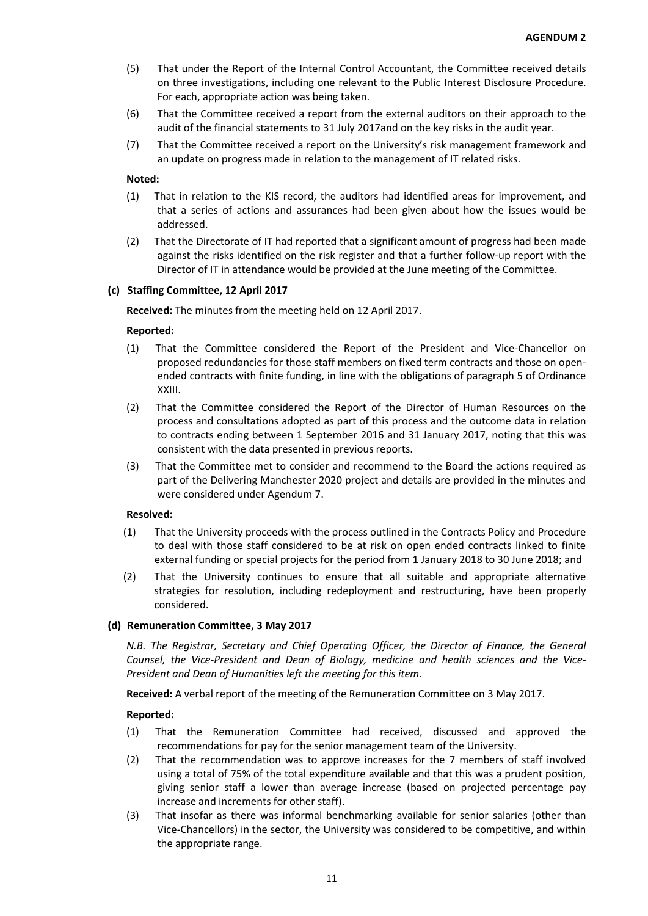(5) That under the Report of the Internal Control Accountant, the Committee received details on three investigations, including one relevant to the Public Interest Disclosure Procedure. For each, appropriate action was being taken.

(6) That the Committee received a report from the external auditors on their approach to the audit of the financial statements to 31 July 2017and on the key risks in the audit year.

(7) That the Committee received a report on the University's risk management framework and an update on progress made in relation to the management of IT related risks.

**Noted:**

(1) That in relation to the KIS record, the auditors had identified areas for improvement, and that a series of actions and assurances had been given about how the issues would be addressed.

(2) That the Directorate of IT had reported that a significant amount of progress had been made against the risks identified on the risk register and that a further follow-up report with the Director of IT in attendance would be provided at the June meeting of the Committee.

**(c) Staffing Committee, 12 April 2017**

**Received:** The minutes from the meeting held on 12 April 2017.

**Reported:**

(1) That the Committee considered the Report of the President and Vice-Chancellor on proposed redundancies for those staff members on fixed term contracts and those on open-ended contracts with finite funding, in line with the obligations of paragraph 5 of Ordinance XXIII.

(2) That the Committee considered the Report of the Director of Human Resources on the process and consultations adopted as part of this process and the outcome data in relation to contracts ending between 1 September 2016 and 31 January 2017, noting that this was consistent with the data presented in previous reports.

(3) That the Committee met to consider and recommend to the Board the actions required as part of the Delivering Manchester 2020 project and details are provided in the minutes and were considered under Agendum 7.

**Resolved:**

(1) That the University proceeds with the process outlined in the Contracts Policy and Procedure to deal with those staff considered to be at risk on open ended contracts linked to finite external funding or special projects for the period from 1 January 2018 to 30 June 2018; and

(2) That the University continues to ensure that all suitable and appropriate alternative strategies for resolution, including redeployment and restructuring, have been properly considered.

**(d) Remuneration Committee, 3 May 2017**

*N.B. The Registrar, Secretary and Chief Operating Officer, the Director of Finance, the General Counsel, the Vice-President and Dean of Biology, medicine and health sciences and the Vice-President and Dean of Humanities left the meeting for this item.*

**Received:** A verbal report of the meeting of the Remuneration Committee on 3 May 2017.

**Reported:**

(1) That the Remuneration Committee had received, discussed and approved the recommendations for pay for the senior management team of the University.

(2) That the recommendation was to approve increases for the 7 members of staff involved using a total of 75% of the total expenditure available and that this was a prudent position, giving senior staff a lower than average increase (based on projected percentage pay increase and increments for other staff).

(3) That insofar as there was informal benchmarking available for senior salaries (other than Vice-Chancellors) in the sector, the University was considered to be competitive, and within the appropriate range.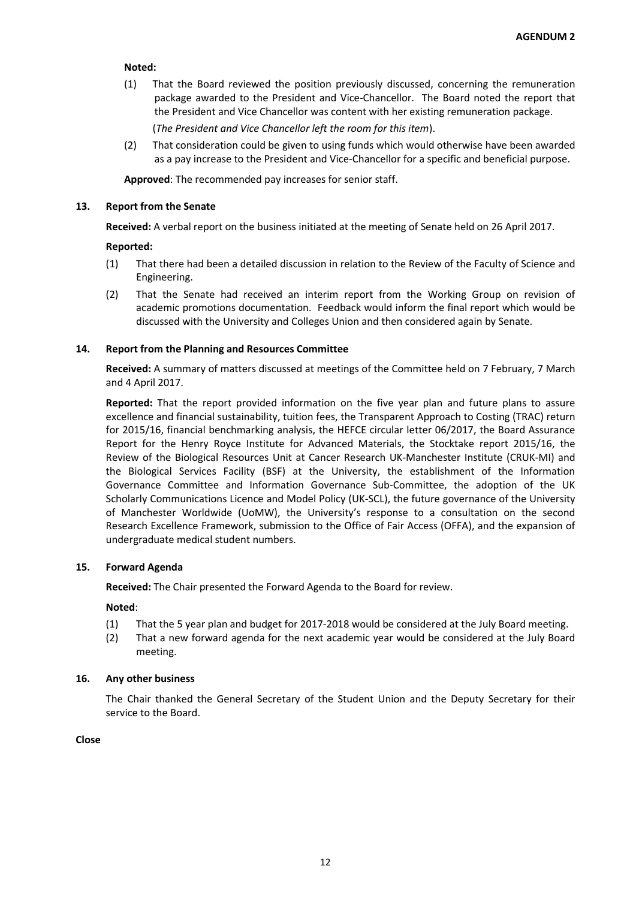**Noted:**

(1) That the Board reviewed the position previously discussed, concerning the remuneration package awarded to the President and Vice-Chancellor. The Board noted the report that the President and Vice Chancellor was content with her existing remuneration package.

(*The President and Vice Chancellor left the room for this item*).

(2) That consideration could be given to using funds which would otherwise have been awarded as a pay increase to the President and Vice-Chancellor for a specific and beneficial purpose.

**Approved**: The recommended pay increases for senior staff.

**13. Report from the Senate**

**Received:** A verbal report on the business initiated at the meeting of Senate held on 26 April 2017.

**Reported:**

(1) That there had been a detailed discussion in relation to the Review of the Faculty of Science and Engineering.

(2) That the Senate had received an interim report from the Working Group on revision of academic promotions documentation. Feedback would inform the final report which would be discussed with the University and Colleges Union and then considered again by Senate.

**14. Report from the Planning and Resources Committee**

**Received:** A summary of matters discussed at meetings of the Committee held on 7 February, 7 March and 4 April 2017.

**Reported:** That the report provided information on the five year plan and future plans to assure excellence and financial sustainability, tuition fees, the Transparent Approach to Costing (TRAC) return for 2015/16, financial benchmarking analysis, the HEFCE circular letter 06/2017, the Board Assurance Report for the Henry Royce Institute for Advanced Materials, the Stocktake report 2015/16, the Review of the Biological Resources Unit at Cancer Research UK-Manchester Institute (CRUK-MI) and the Biological Services Facility (BSF) at the University, the establishment of the Information Governance Committee and Information Governance Sub-Committee, the adoption of the UK Scholarly Communications Licence and Model Policy (UK-SCL), the future governance of the University of Manchester Worldwide (UoMW), the University's response to a consultation on the second Research Excellence Framework, submission to the Office of Fair Access (OFFA), and the expansion of undergraduate medical student numbers.

**15. Forward Agenda**

**Received:** The Chair presented the Forward Agenda to the Board for review.

**Noted**:

(1) That the 5 year plan and budget for 2017-2018 would be considered at the July Board meeting.

(2) That a new forward agenda for the next academic year would be considered at the July Board meeting.

**16. Any other business**

The Chair thanked the General Secretary of the Student Union and the Deputy Secretary for their service to the Board.

**Close**